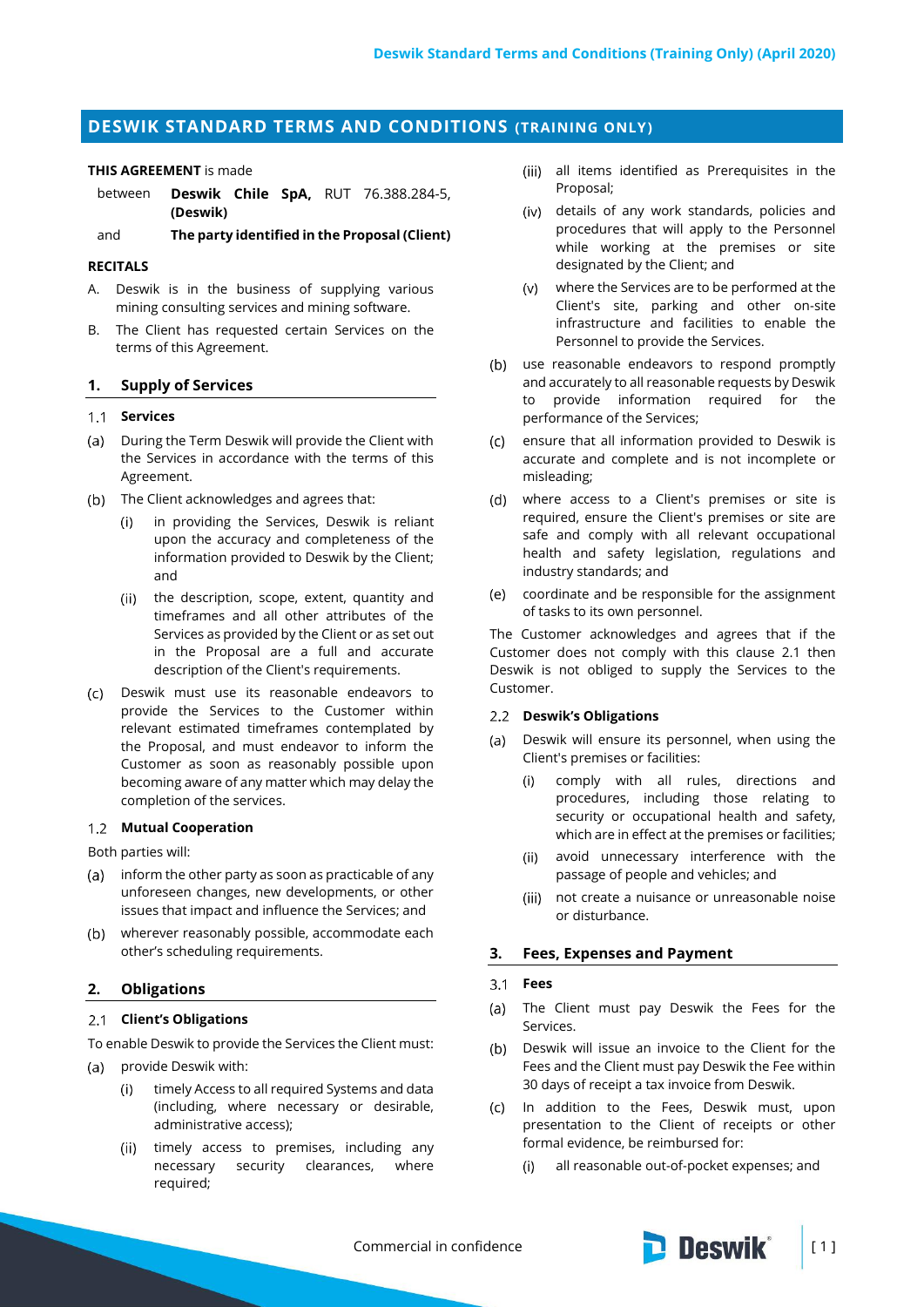# DESWIK STANDARD TERMS AND CONDITIONS (TRAINING ONLY)

**THIS AGREEMENT** is made

between **Deswik Chile SpA,** RUT 76.388.284-5, **(Deswik)**

and **The party identified in the Proposal (Client)**

**RECITALS**

A. Deswik is in the business of supplying various mining consulting services and mining software.

B. The Client has requested certain Services on the terms of this Agreement.

## 1. Supply of Services

### 1.1 Services

(a) During the Term Deswik will provide the Client with the Services in accordance with the terms of this Agreement.

(b) The Client acknowledges and agrees that:

(i) in providing the Services, Deswik is reliant upon the accuracy and completeness of the information provided to Deswik by the Client; and

(ii) the description, scope, extent, quantity and timeframes and all other attributes of the Services as provided by the Client or as set out in the Proposal are a full and accurate description of the Client's requirements.

(c) Deswik must use its reasonable endeavors to provide the Services to the Customer within relevant estimated timeframes contemplated by the Proposal, and must endeavor to inform the Customer as soon as reasonably possible upon becoming aware of any matter which may delay the completion of the services.

### 1.2 Mutual Cooperation

Both parties will:

(a) inform the other party as soon as practicable of any unforeseen changes, new developments, or other issues that impact and influence the Services; and

(b) wherever reasonably possible, accommodate each other's scheduling requirements.

## 2. Obligations

### 2.1 Client's Obligations

To enable Deswik to provide the Services the Client must:

(a) provide Deswik with:

(i) timely Access to all required Systems and data (including, where necessary or desirable, administrative access);

(ii) timely access to premises, including any necessary security clearances, where required;

(iii) all items identified as Prerequisites in the Proposal;

(iv) details of any work standards, policies and procedures that will apply to the Personnel while working at the premises or site designated by the Client; and

(v) where the Services are to be performed at the Client's site, parking and other on-site infrastructure and facilities to enable the Personnel to provide the Services.

(b) use reasonable endeavors to respond promptly and accurately to all reasonable requests by Deswik to provide information required for the performance of the Services;

(c) ensure that all information provided to Deswik is accurate and complete and is not incomplete or misleading;

(d) where access to a Client's premises or site is required, ensure the Client's premises or site are safe and comply with all relevant occupational health and safety legislation, regulations and industry standards; and

(e) coordinate and be responsible for the assignment of tasks to its own personnel.

The Customer acknowledges and agrees that if the Customer does not comply with this clause 2.1 then Deswik is not obliged to supply the Services to the Customer.

### 2.2 Deswik's Obligations

(a) Deswik will ensure its personnel, when using the Client's premises or facilities:

(i) comply with all rules, directions and procedures, including those relating to security or occupational health and safety, which are in effect at the premises or facilities;

(ii) avoid unnecessary interference with the passage of people and vehicles; and

(iii) not create a nuisance or unreasonable noise or disturbance.

## 3. Fees, Expenses and Payment

### 3.1 Fees

(a) The Client must pay Deswik the Fees for the Services.

(b) Deswik will issue an invoice to the Client for the Fees and the Client must pay Deswik the Fee within 30 days of receipt a tax invoice from Deswik.

(c) In addition to the Fees, Deswik must, upon presentation to the Client of receipts or other formal evidence, be reimbursed for:

(i) all reasonable out-of-pocket expenses; and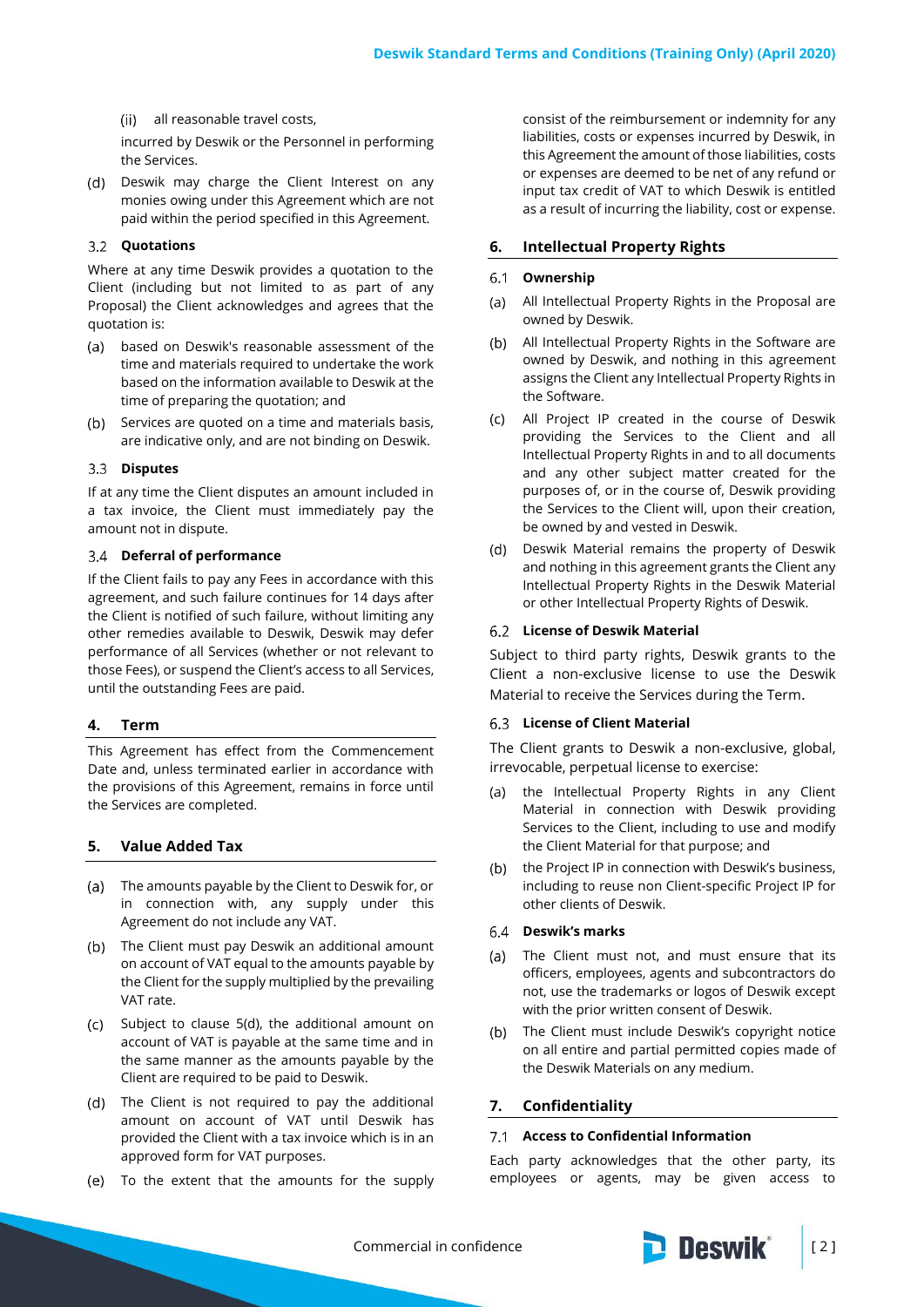(ii) all reasonable travel costs,

incurred by Deswik or the Personnel in performing the Services.

(d) Deswik may charge the Client Interest on any monies owing under this Agreement which are not paid within the period specified in this Agreement.

### 3.2 Quotations

Where at any time Deswik provides a quotation to the Client (including but not limited to as part of any Proposal) the Client acknowledges and agrees that the quotation is:

(a) based on Deswik's reasonable assessment of the time and materials required to undertake the work based on the information available to Deswik at the time of preparing the quotation; and

(b) Services are quoted on a time and materials basis, are indicative only, and are not binding on Deswik.

### 3.3 Disputes

If at any time the Client disputes an amount included in a tax invoice, the Client must immediately pay the amount not in dispute.

### 3.4 Deferral of performance

If the Client fails to pay any Fees in accordance with this agreement, and such failure continues for 14 days after the Client is notified of such failure, without limiting any other remedies available to Deswik, Deswik may defer performance of all Services (whether or not relevant to those Fees), or suspend the Client's access to all Services, until the outstanding Fees are paid.

## 4. Term

This Agreement has effect from the Commencement Date and, unless terminated earlier in accordance with the provisions of this Agreement, remains in force until the Services are completed.

## 5. Value Added Tax

(a) The amounts payable by the Client to Deswik for, or in connection with, any supply under this Agreement do not include any VAT.

(b) The Client must pay Deswik an additional amount on account of VAT equal to the amounts payable by the Client for the supply multiplied by the prevailing VAT rate.

(c) Subject to clause 5(d), the additional amount on account of VAT is payable at the same time and in the same manner as the amounts payable by the Client are required to be paid to Deswik.

(d) The Client is not required to pay the additional amount on account of VAT until Deswik has provided the Client with a tax invoice which is in an approved form for VAT purposes.

(e) To the extent that the amounts for the supply consist of the reimbursement or indemnity for any liabilities, costs or expenses incurred by Deswik, in this Agreement the amount of those liabilities, costs or expenses are deemed to be net of any refund or input tax credit of VAT to which Deswik is entitled as a result of incurring the liability, cost or expense.

## 6. Intellectual Property Rights

### 6.1 Ownership

(a) All Intellectual Property Rights in the Proposal are owned by Deswik.

(b) All Intellectual Property Rights in the Software are owned by Deswik, and nothing in this agreement assigns the Client any Intellectual Property Rights in the Software.

(c) All Project IP created in the course of Deswik providing the Services to the Client and all Intellectual Property Rights in and to all documents and any other subject matter created for the purposes of, or in the course of, Deswik providing the Services to the Client will, upon their creation, be owned by and vested in Deswik.

(d) Deswik Material remains the property of Deswik and nothing in this agreement grants the Client any Intellectual Property Rights in the Deswik Material or other Intellectual Property Rights of Deswik.

### 6.2 License of Deswik Material

Subject to third party rights, Deswik grants to the Client a non-exclusive license to use the Deswik Material to receive the Services during the Term.

### 6.3 License of Client Material

The Client grants to Deswik a non-exclusive, global, irrevocable, perpetual license to exercise:

(a) the Intellectual Property Rights in any Client Material in connection with Deswik providing Services to the Client, including to use and modify the Client Material for that purpose; and

(b) the Project IP in connection with Deswik's business, including to reuse non Client-specific Project IP for other clients of Deswik.

### 6.4 Deswik's marks

(a) The Client must not, and must ensure that its officers, employees, agents and subcontractors do not, use the trademarks or logos of Deswik except with the prior written consent of Deswik.

(b) The Client must include Deswik's copyright notice on all entire and partial permitted copies made of the Deswik Materials on any medium.

## 7. Confidentiality

### 7.1 Access to Confidential Information

Each party acknowledges that the other party, its employees or agents, may be given access to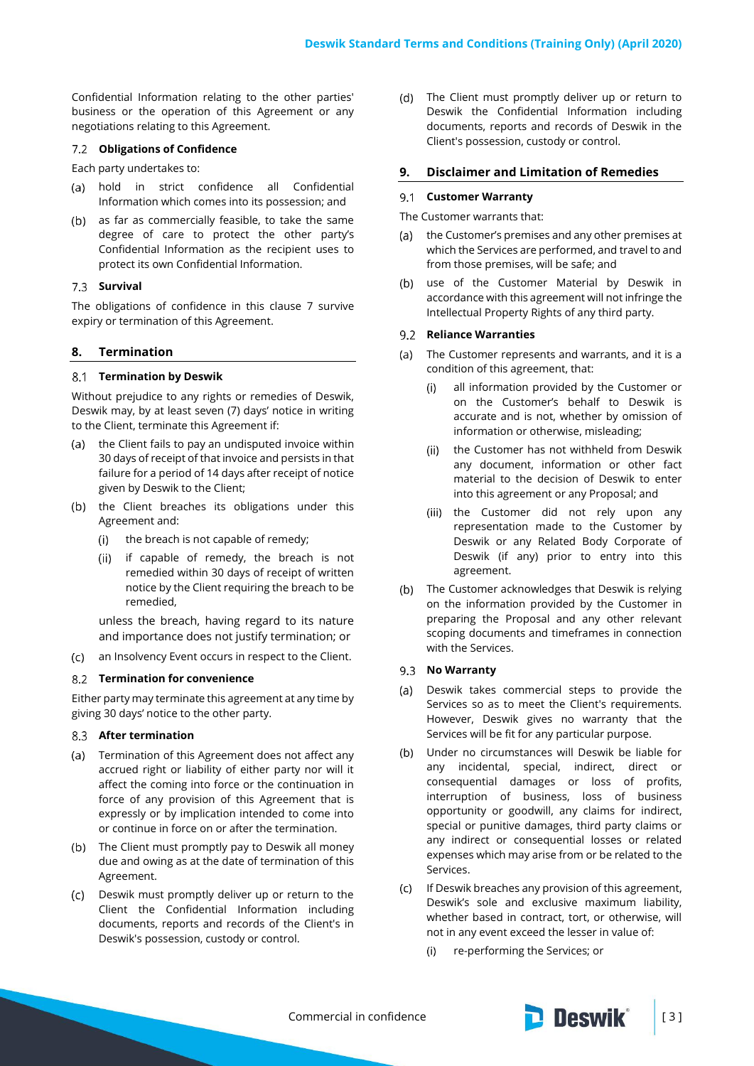Confidential Information relating to the other parties' business or the operation of this Agreement or any negotiations relating to this Agreement.

### 7.2 Obligations of Confidence

Each party undertakes to:

(a) hold in strict confidence all Confidential Information which comes into its possession; and

(b) as far as commercially feasible, to take the same degree of care to protect the other party's Confidential Information as the recipient uses to protect its own Confidential Information.

### 7.3 Survival

The obligations of confidence in this clause 7 survive expiry or termination of this Agreement.

## 8. Termination

### 8.1 Termination by Deswik

Without prejudice to any rights or remedies of Deswik, Deswik may, by at least seven (7) days' notice in writing to the Client, terminate this Agreement if:

(a) the Client fails to pay an undisputed invoice within 30 days of receipt of that invoice and persists in that failure for a period of 14 days after receipt of notice given by Deswik to the Client;

(b) the Client breaches its obligations under this Agreement and:

 (i) the breach is not capable of remedy;

 (ii) if capable of remedy, the breach is not remedied within 30 days of receipt of written notice by the Client requiring the breach to be remedied,

 unless the breach, having regard to its nature and importance does not justify termination; or

(c) an Insolvency Event occurs in respect to the Client.

### 8.2 Termination for convenience

Either party may terminate this agreement at any time by giving 30 days' notice to the other party.

### 8.3 After termination

(a) Termination of this Agreement does not affect any accrued right or liability of either party nor will it affect the coming into force or the continuation in force of any provision of this Agreement that is expressly or by implication intended to come into or continue in force on or after the termination.

(b) The Client must promptly pay to Deswik all money due and owing as at the date of termination of this Agreement.

(c) Deswik must promptly deliver up or return to the Client the Confidential Information including documents, reports and records of the Client's in Deswik's possession, custody or control.

(d) The Client must promptly deliver up or return to Deswik the Confidential Information including documents, reports and records of Deswik in the Client's possession, custody or control.

## 9. Disclaimer and Limitation of Remedies

### 9.1 Customer Warranty

The Customer warrants that:

(a) the Customer's premises and any other premises at which the Services are performed, and travel to and from those premises, will be safe; and

(b) use of the Customer Material by Deswik in accordance with this agreement will not infringe the Intellectual Property Rights of any third party.

### 9.2 Reliance Warranties

(a) The Customer represents and warrants, and it is a condition of this agreement, that:

 (i) all information provided by the Customer or on the Customer's behalf to Deswik is accurate and is not, whether by omission of information or otherwise, misleading;

 (ii) the Customer has not withheld from Deswik any document, information or other fact material to the decision of Deswik to enter into this agreement or any Proposal; and

 (iii) the Customer did not rely upon any representation made to the Customer by Deswik or any Related Body Corporate of Deswik (if any) prior to entry into this agreement.

(b) The Customer acknowledges that Deswik is relying on the information provided by the Customer in preparing the Proposal and any other relevant scoping documents and timeframes in connection with the Services.

### 9.3 No Warranty

(a) Deswik takes commercial steps to provide the Services so as to meet the Client's requirements. However, Deswik gives no warranty that the Services will be fit for any particular purpose.

(b) Under no circumstances will Deswik be liable for any incidental, special, indirect, direct or consequential damages or loss of profits, interruption of business, loss of business opportunity or goodwill, any claims for indirect, special or punitive damages, third party claims or any indirect or consequential losses or related expenses which may arise from or be related to the Services.

(c) If Deswik breaches any provision of this agreement, Deswik's sole and exclusive maximum liability, whether based in contract, tort, or otherwise, will not in any event exceed the lesser in value of:

 (i) re-performing the Services; or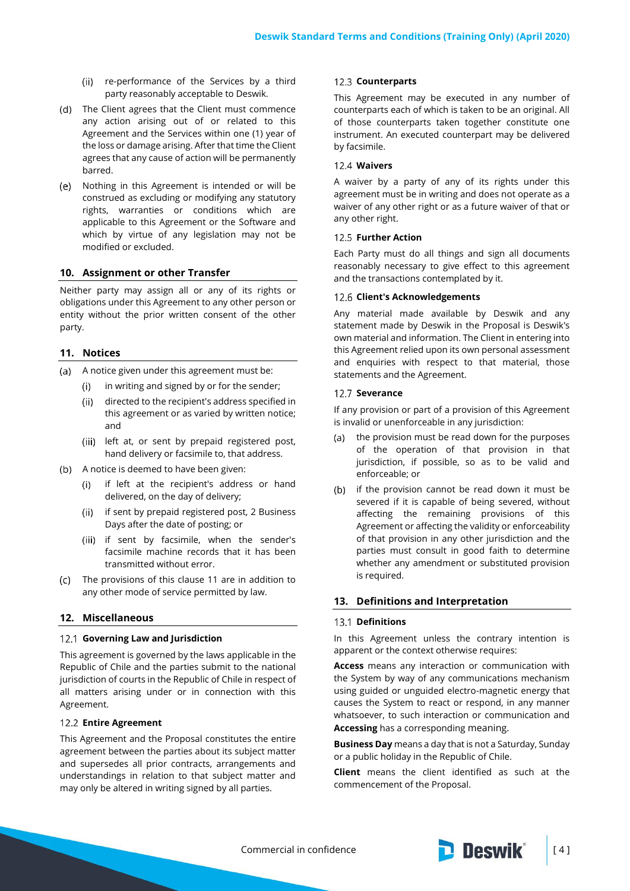(ii) re-performance of the Services by a third party reasonably acceptable to Deswik.

(d) The Client agrees that the Client must commence any action arising out of or related to this Agreement and the Services within one (1) year of the loss or damage arising. After that time the Client agrees that any cause of action will be permanently barred.

(e) Nothing in this Agreement is intended or will be construed as excluding or modifying any statutory rights, warranties or conditions which are applicable to this Agreement or the Software and which by virtue of any legislation may not be modified or excluded.

## 10. Assignment or other Transfer

Neither party may assign all or any of its rights or obligations under this Agreement to any other person or entity without the prior written consent of the other party.

## 11. Notices

(a) A notice given under this agreement must be:

  (i) in writing and signed by or for the sender;

  (ii) directed to the recipient's address specified in this agreement or as varied by written notice; and

  (iii) left at, or sent by prepaid registered post, hand delivery or facsimile to, that address.

(b) A notice is deemed to have been given:

  (i) if left at the recipient's address or hand delivered, on the day of delivery;

  (ii) if sent by prepaid registered post, 2 Business Days after the date of posting; or

  (iii) if sent by facsimile, when the sender's facsimile machine records that it has been transmitted without error.

(c) The provisions of this clause 11 are in addition to any other mode of service permitted by law.

## 12. Miscellaneous

### 12.1 Governing Law and Jurisdiction

This agreement is governed by the laws applicable in the Republic of Chile and the parties submit to the national jurisdiction of courts in the Republic of Chile in respect of all matters arising under or in connection with this Agreement.

### 12.2 Entire Agreement

This Agreement and the Proposal constitutes the entire agreement between the parties about its subject matter and supersedes all prior contracts, arrangements and understandings in relation to that subject matter and may only be altered in writing signed by all parties.

### 12.3 Counterparts

This Agreement may be executed in any number of counterparts each of which is taken to be an original. All of those counterparts taken together constitute one instrument. An executed counterpart may be delivered by facsimile.

### 12.4 Waivers

A waiver by a party of any of its rights under this agreement must be in writing and does not operate as a waiver of any other right or as a future waiver of that or any other right.

### 12.5 Further Action

Each Party must do all things and sign all documents reasonably necessary to give effect to this agreement and the transactions contemplated by it.

### 12.6 Client's Acknowledgements

Any material made available by Deswik and any statement made by Deswik in the Proposal is Deswik's own material and information. The Client in entering into this Agreement relied upon its own personal assessment and enquiries with respect to that material, those statements and the Agreement.

### 12.7 Severance

If any provision or part of a provision of this Agreement is invalid or unenforceable in any jurisdiction:

(a) the provision must be read down for the purposes of the operation of that provision in that jurisdiction, if possible, so as to be valid and enforceable; or

(b) if the provision cannot be read down it must be severed if it is capable of being severed, without affecting the remaining provisions of this Agreement or affecting the validity or enforceability of that provision in any other jurisdiction and the parties must consult in good faith to determine whether any amendment or substituted provision is required.

## 13. Definitions and Interpretation

### 13.1 Definitions

In this Agreement unless the contrary intention is apparent or the context otherwise requires:

**Access** means any interaction or communication with the System by way of any communications mechanism using guided or unguided electro-magnetic energy that causes the System to react or respond, in any manner whatsoever, to such interaction or communication and **Accessing** has a corresponding meaning.

**Business Day** means a day that is not a Saturday, Sunday or a public holiday in the Republic of Chile.

**Client** means the client identified as such at the commencement of the Proposal.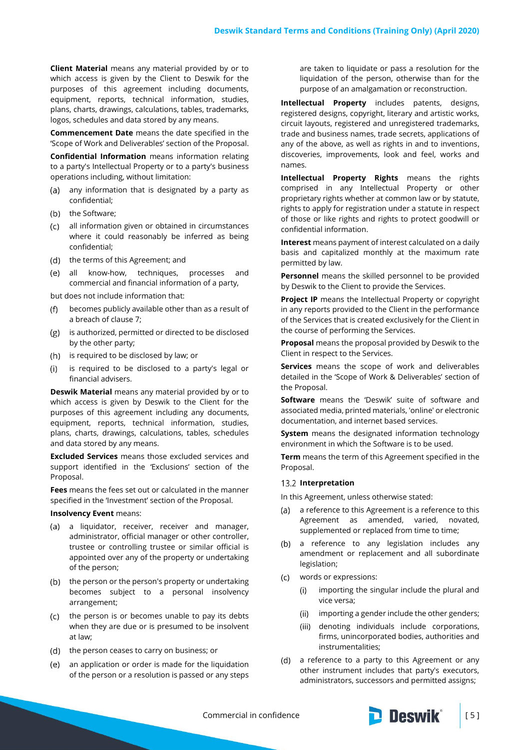**Client Material** means any material provided by or to which access is given by the Client to Deswik for the purposes of this agreement including documents, equipment, reports, technical information, studies, plans, charts, drawings, calculations, tables, trademarks, logos, schedules and data stored by any means.

**Commencement Date** means the date specified in the 'Scope of Work and Deliverables' section of the Proposal.

**Confidential Information** means information relating to a party's Intellectual Property or to a party's business operations including, without limitation:

(a) any information that is designated by a party as confidential;

(b) the Software;

(c) all information given or obtained in circumstances where it could reasonably be inferred as being confidential;

(d) the terms of this Agreement; and

(e) all know-how, techniques, processes and commercial and financial information of a party,

but does not include information that:

(f) becomes publicly available other than as a result of a breach of clause 7;

(g) is authorized, permitted or directed to be disclosed by the other party;

(h) is required to be disclosed by law; or

(i) is required to be disclosed to a party's legal or financial advisers.

**Deswik Material** means any material provided by or to which access is given by Deswik to the Client for the purposes of this agreement including any documents, equipment, reports, technical information, studies, plans, charts, drawings, calculations, tables, schedules and data stored by any means.

**Excluded Services** means those excluded services and support identified in the 'Exclusions' section of the Proposal.

**Fees** means the fees set out or calculated in the manner specified in the 'Investment' section of the Proposal.

**Insolvency Event** means:

(a) a liquidator, receiver, receiver and manager, administrator, official manager or other controller, trustee or controlling trustee or similar official is appointed over any of the property or undertaking of the person;

(b) the person or the person's property or undertaking becomes subject to a personal insolvency arrangement;

(c) the person is or becomes unable to pay its debts when they are due or is presumed to be insolvent at law;

(d) the person ceases to carry on business; or

(e) an application or order is made for the liquidation of the person or a resolution is passed or any steps are taken to liquidate or pass a resolution for the liquidation of the person, otherwise than for the purpose of an amalgamation or reconstruction.

**Intellectual Property** includes patents, designs, registered designs, copyright, literary and artistic works, circuit layouts, registered and unregistered trademarks, trade and business names, trade secrets, applications of any of the above, as well as rights in and to inventions, discoveries, improvements, look and feel, works and names.

**Intellectual Property Rights** means the rights comprised in any Intellectual Property or other proprietary rights whether at common law or by statute, rights to apply for registration under a statute in respect of those or like rights and rights to protect goodwill or confidential information.

**Interest** means payment of interest calculated on a daily basis and capitalized monthly at the maximum rate permitted by law.

**Personnel** means the skilled personnel to be provided by Deswik to the Client to provide the Services.

**Project IP** means the Intellectual Property or copyright in any reports provided to the Client in the performance of the Services that is created exclusively for the Client in the course of performing the Services.

**Proposal** means the proposal provided by Deswik to the Client in respect to the Services.

**Services** means the scope of work and deliverables detailed in the 'Scope of Work & Deliverables' section of the Proposal.

**Software** means the 'Deswik' suite of software and associated media, printed materials, 'online' or electronic documentation, and internet based services.

**System** means the designated information technology environment in which the Software is to be used.

**Term** means the term of this Agreement specified in the Proposal.

### 13.2 Interpretation

In this Agreement, unless otherwise stated:

(a) a reference to this Agreement is a reference to this Agreement as amended, novated, varied, supplemented or replaced from time to time;

(b) a reference to any legislation includes any amendment or replacement and all subordinate legislation;

(c) words or expressions:

   (i) importing the singular include the plural and vice versa;

   (ii) importing a gender include the other genders;

   (iii) denoting individuals include corporations, firms, unincorporated bodies, authorities and instrumentalities;

(d) a reference to a party to this Agreement or any other instrument includes that party's executors, administrators, successors and permitted assigns;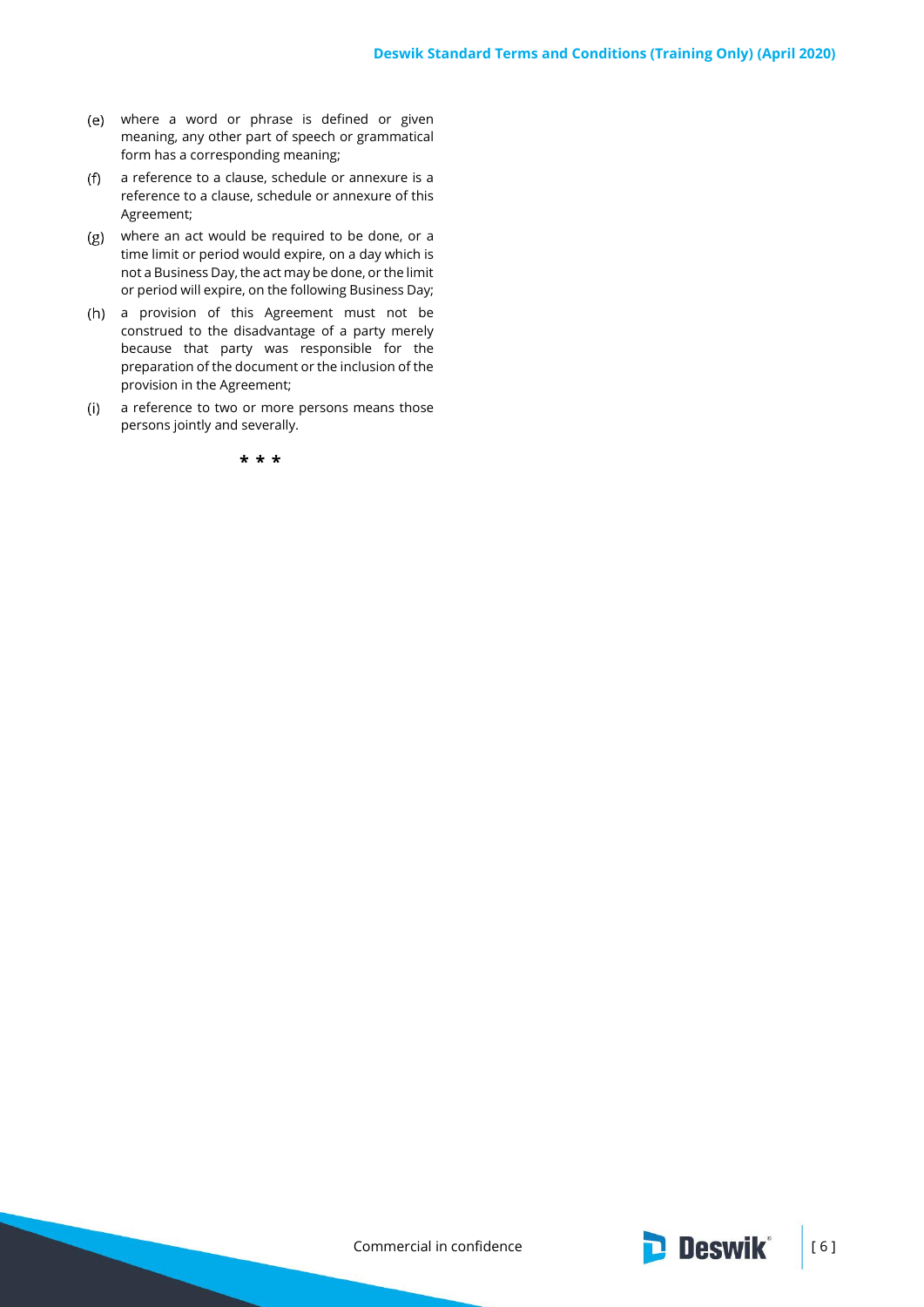(e) where a word or phrase is defined or given meaning, any other part of speech or grammatical form has a corresponding meaning;

(f) a reference to a clause, schedule or annexure is a reference to a clause, schedule or annexure of this Agreement;

(g) where an act would be required to be done, or a time limit or period would expire, on a day which is not a Business Day, the act may be done, or the limit or period will expire, on the following Business Day;

(h) a provision of this Agreement must not be construed to the disadvantage of a party merely because that party was responsible for the preparation of the document or the inclusion of the provision in the Agreement;

(i) a reference to two or more persons means those persons jointly and severally.

* * *